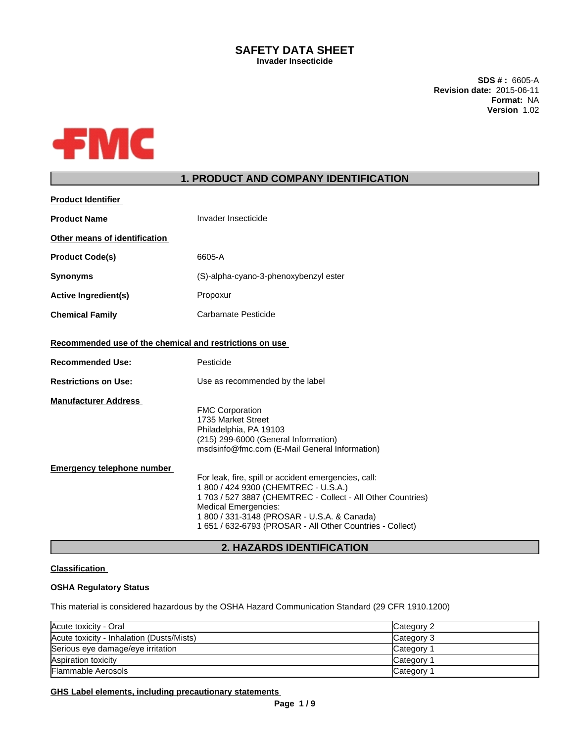# SAFETY DATA SHEET

**Invader Insecticide**

**SDS # :** 6605-A
**Revision date:** 2015-06-11
**Format:** NA
**Version** 1.02

FMC

## 1. PRODUCT AND COMPANY IDENTIFICATION

**Product Identifier**

**Product Name** Invader Insecticide

**Other means of identification**

**Product Code(s)** 6605-A

**Synonyms** (S)-alpha-cyano-3-phenoxybenzyl ester

**Active Ingredient(s)** Propoxur

**Chemical Family** Carbamate Pesticide

**Recommended use of the chemical and restrictions on use**

**Recommended Use:** Pesticide

**Restrictions on Use:** Use as recommended by the label

**Manufacturer Address**

FMC Corporation
1735 Market Street
Philadelphia, PA 19103
(215) 299-6000 (General Information)
msdsinfo@fmc.com (E-Mail General Information)

**Emergency telephone number**

For leak, fire, spill or accident emergencies, call:
1 800 / 424 9300 (CHEMTREC - U.S.A.)
1 703 / 527 3887 (CHEMTREC - Collect - All Other Countries)
Medical Emergencies:
1 800 / 331-3148 (PROSAR - U.S.A. & Canada)
1 651 / 632-6793 (PROSAR - All Other Countries - Collect)

## 2. HAZARDS IDENTIFICATION

**Classification**

**OSHA Regulatory Status**

This material is considered hazardous by the OSHA Hazard Communication Standard (29 CFR 1910.1200)

| Hazard | Category |
|---|---|
| Acute toxicity - Oral | Category 2 |
| Acute toxicity - Inhalation (Dusts/Mists) | Category 3 |
| Serious eye damage/eye irritation | Category 1 |
| Aspiration toxicity | Category 1 |
| Flammable Aerosols | Category 1 |

**GHS Label elements, including precautionary statements**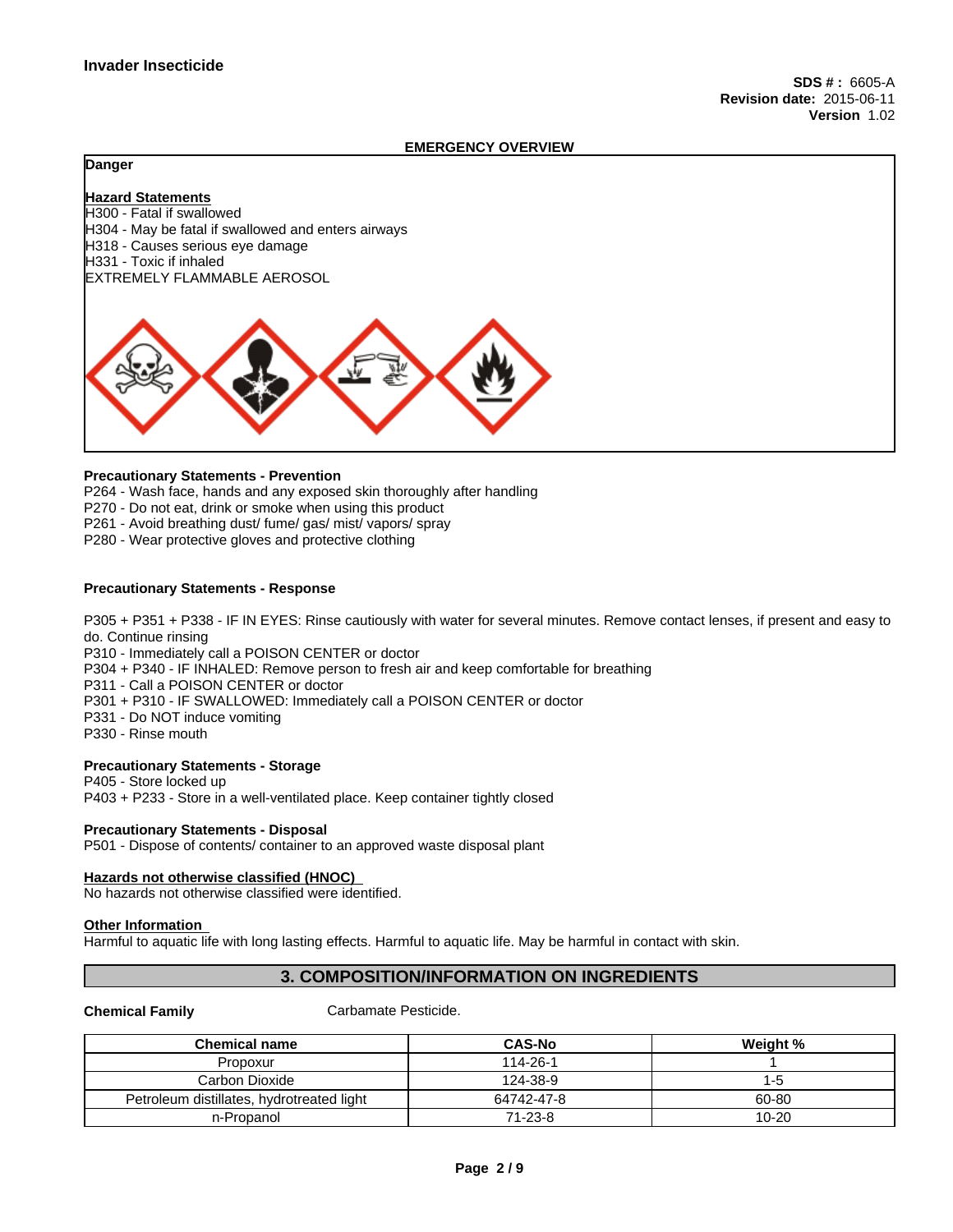**Invader Insecticide**

**SDS # :** 6605-A
**Revision date:** 2015-06-11
**Version** 1.02

## EMERGENCY OVERVIEW

**Danger**

**Hazard Statements**

H300 - Fatal if swallowed
H304 - May be fatal if swallowed and enters airways
H318 - Causes serious eye damage
H331 - Toxic if inhaled
EXTREMELY FLAMMABLE AEROSOL

**Precautionary Statements - Prevention**

P264 - Wash face, hands and any exposed skin thoroughly after handling
P270 - Do not eat, drink or smoke when using this product
P261 - Avoid breathing dust/ fume/ gas/ mist/ vapors/ spray
P280 - Wear protective gloves and protective clothing

**Precautionary Statements - Response**

P305 + P351 + P338 - IF IN EYES: Rinse cautiously with water for several minutes. Remove contact lenses, if present and easy to do. Continue rinsing
P310 - Immediately call a POISON CENTER or doctor
P304 + P340 - IF INHALED: Remove person to fresh air and keep comfortable for breathing
P311 - Call a POISON CENTER or doctor
P301 + P310 - IF SWALLOWED: Immediately call a POISON CENTER or doctor
P331 - Do NOT induce vomiting
P330 - Rinse mouth

**Precautionary Statements - Storage**

P405 - Store locked up
P403 + P233 - Store in a well-ventilated place. Keep container tightly closed

**Precautionary Statements - Disposal**

P501 - Dispose of contents/ container to an approved waste disposal plant

**Hazards not otherwise classified (HNOC)**

No hazards not otherwise classified were identified.

**Other Information**

Harmful to aquatic life with long lasting effects. Harmful to aquatic life. May be harmful in contact with skin.

## 3. COMPOSITION/INFORMATION ON INGREDIENTS

**Chemical Family** Carbamate Pesticide.

| Chemical name | CAS-No | Weight % |
|---|---|---|
| Propoxur | 114-26-1 | 1 |
| Carbon Dioxide | 124-38-9 | 1-5 |
| Petroleum distillates, hydrotreated light | 64742-47-8 | 60-80 |
| n-Propanol | 71-23-8 | 10-20 |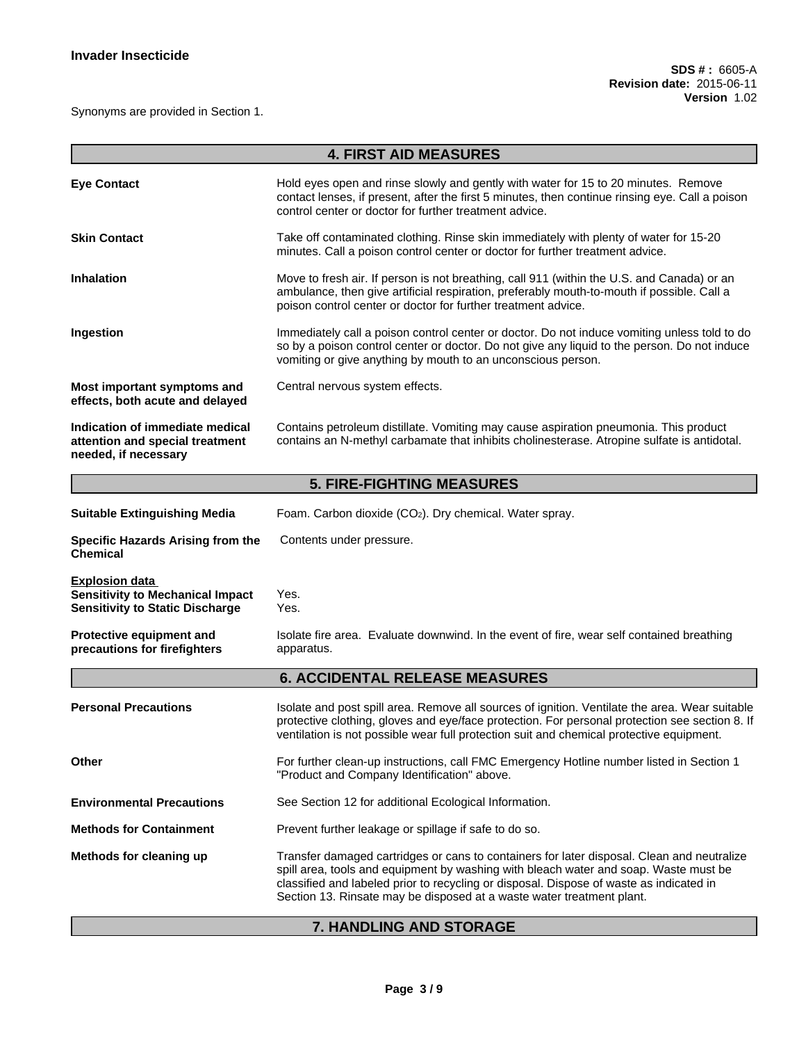Synonyms are provided in Section 1.

## 4. FIRST AID MEASURES

**Eye Contact**
Hold eyes open and rinse slowly and gently with water for 15 to 20 minutes. Remove contact lenses, if present, after the first 5 minutes, then continue rinsing eye. Call a poison control center or doctor for further treatment advice.

**Skin Contact**
Take off contaminated clothing. Rinse skin immediately with plenty of water for 15-20 minutes. Call a poison control center or doctor for further treatment advice.

**Inhalation**
Move to fresh air. If person is not breathing, call 911 (within the U.S. and Canada) or an ambulance, then give artificial respiration, preferably mouth-to-mouth if possible. Call a poison control center or doctor for further treatment advice.

**Ingestion**
Immediately call a poison control center or doctor. Do not induce vomiting unless told to do so by a poison control center or doctor. Do not give any liquid to the person. Do not induce vomiting or give anything by mouth to an unconscious person.

**Most important symptoms and effects, both acute and delayed**
Central nervous system effects.

**Indication of immediate medical attention and special treatment needed, if necessary**
Contains petroleum distillate. Vomiting may cause aspiration pneumonia. This product contains an N-methyl carbamate that inhibits cholinesterase. Atropine sulfate is antidotal.

## 5. FIRE-FIGHTING MEASURES

**Suitable Extinguishing Media**
Foam. Carbon dioxide ($CO_2$). Dry chemical. Water spray.

**Specific Hazards Arising from the Chemical**
Contents under pressure.

**Explosion data**
**Sensitivity to Mechanical Impact** Yes.
**Sensitivity to Static Discharge** Yes.

**Protective equipment and precautions for firefighters**
Isolate fire area. Evaluate downwind. In the event of fire, wear self contained breathing apparatus.

## 6. ACCIDENTAL RELEASE MEASURES

**Personal Precautions**
Isolate and post spill area. Remove all sources of ignition. Ventilate the area. Wear suitable protective clothing, gloves and eye/face protection. For personal protection see section 8. If ventilation is not possible wear full protection suit and chemical protective equipment.

**Other**
For further clean-up instructions, call FMC Emergency Hotline number listed in Section 1 "Product and Company Identification" above.

**Environmental Precautions**
See Section 12 for additional Ecological Information.

**Methods for Containment**
Prevent further leakage or spillage if safe to do so.

**Methods for cleaning up**
Transfer damaged cartridges or cans to containers for later disposal. Clean and neutralize spill area, tools and equipment by washing with bleach water and soap. Waste must be classified and labeled prior to recycling or disposal. Dispose of waste as indicated in Section 13. Rinsate may be disposed at a waste water treatment plant.

## 7. HANDLING AND STORAGE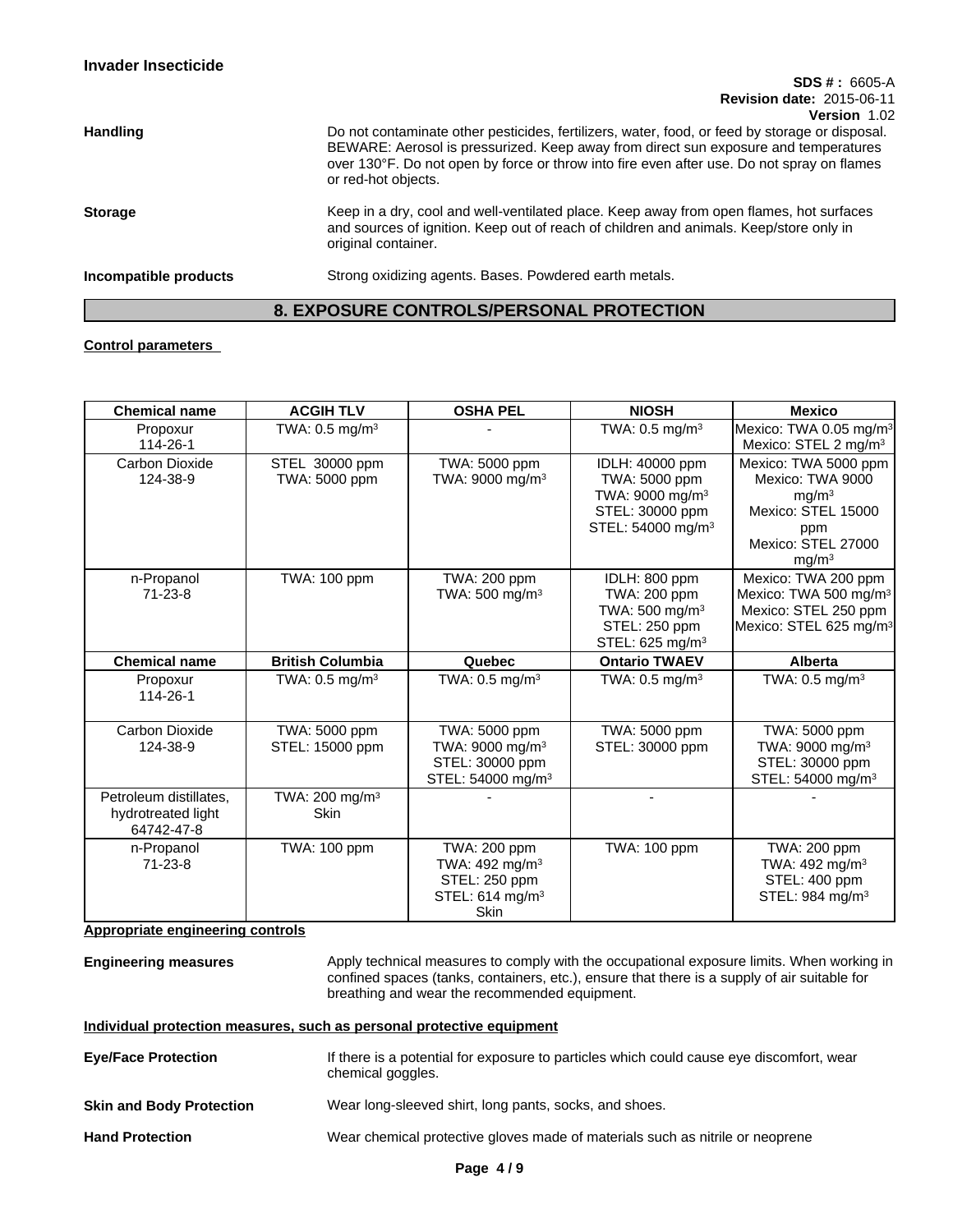**Handling**

Do not contaminate other pesticides, fertilizers, water, food, or feed by storage or disposal. BEWARE: Aerosol is pressurized. Keep away from direct sun exposure and temperatures over 130°F. Do not open by force or throw into fire even after use. Do not spray on flames or red-hot objects.

**Storage**

Keep in a dry, cool and well-ventilated place. Keep away from open flames, hot surfaces and sources of ignition. Keep out of reach of children and animals. Keep/store only in original container.

**Incompatible products**

Strong oxidizing agents. Bases. Powdered earth metals.

## 8. EXPOSURE CONTROLS/PERSONAL PROTECTION

**Control parameters**

| Chemical name | ACGIH TLV | OSHA PEL | NIOSH | Mexico |
|---|---|---|---|---|
| Propoxur<br>114-26-1 | TWA: 0.5 mg/m³ | - | TWA: 0.5 mg/m³ | Mexico: TWA 0.05 mg/m³<br>Mexico: STEL 2 mg/m³ |
| Carbon Dioxide<br>124-38-9 | STEL 30000 ppm<br>TWA: 5000 ppm | TWA: 5000 ppm<br>TWA: 9000 mg/m³ | IDLH: 40000 ppm<br>TWA: 5000 ppm<br>TWA: 9000 mg/m³<br>STEL: 30000 ppm<br>STEL: 54000 mg/m³ | Mexico: TWA 5000 ppm<br>Mexico: TWA 9000 mg/m³<br>Mexico: STEL 15000 ppm<br>Mexico: STEL 27000 mg/m³ |
| n-Propanol<br>71-23-8 | TWA: 100 ppm | TWA: 200 ppm<br>TWA: 500 mg/m³ | IDLH: 800 ppm<br>TWA: 200 ppm<br>TWA: 500 mg/m³<br>STEL: 250 ppm<br>STEL: 625 mg/m³ | Mexico: TWA 200 ppm<br>Mexico: TWA 500 mg/m³<br>Mexico: STEL 250 ppm<br>Mexico: STEL 625 mg/m³ |
| **Chemical name** | **British Columbia** | **Quebec** | **Ontario TWAEV** | **Alberta** |
| Propoxur<br>114-26-1 | TWA: 0.5 mg/m³ | TWA: 0.5 mg/m³ | TWA: 0.5 mg/m³ | TWA: 0.5 mg/m³ |
| Carbon Dioxide<br>124-38-9 | TWA: 5000 ppm<br>STEL: 15000 ppm | TWA: 5000 ppm<br>TWA: 9000 mg/m³<br>STEL: 30000 ppm<br>STEL: 54000 mg/m³ | TWA: 5000 ppm<br>STEL: 30000 ppm | TWA: 5000 ppm<br>TWA: 9000 mg/m³<br>STEL: 30000 ppm<br>STEL: 54000 mg/m³ |
| Petroleum distillates, hydrotreated light<br>64742-47-8 | TWA: 200 mg/m³<br>Skin | - | - | - |
| n-Propanol<br>71-23-8 | TWA: 100 ppm | TWA: 200 ppm<br>TWA: 492 mg/m³<br>STEL: 250 ppm<br>STEL: 614 mg/m³<br>Skin | TWA: 100 ppm | TWA: 200 ppm<br>TWA: 492 mg/m³<br>STEL: 400 ppm<br>STEL: 984 mg/m³ |

**Appropriate engineering controls**

**Engineering measures**

Apply technical measures to comply with the occupational exposure limits. When working in confined spaces (tanks, containers, etc.), ensure that there is a supply of air suitable for breathing and wear the recommended equipment.

**Individual protection measures, such as personal protective equipment**

**Eye/Face Protection**

If there is a potential for exposure to particles which could cause eye discomfort, wear chemical goggles.

**Skin and Body Protection**

Wear long-sleeved shirt, long pants, socks, and shoes.

**Hand Protection**

Wear chemical protective gloves made of materials such as nitrile or neoprene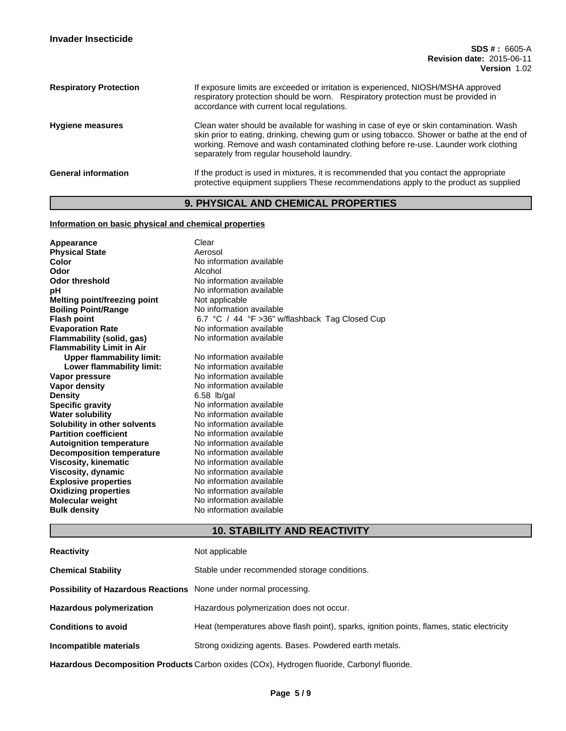| | |
|---|---|
| **Respiratory Protection** | If exposure limits are exceeded or irritation is experienced, NIOSH/MSHA approved respiratory protection should be worn. Respiratory protection must be provided in accordance with current local regulations. |
| **Hygiene measures** | Clean water should be available for washing in case of eye or skin contamination. Wash skin prior to eating, drinking, chewing gum or using tobacco. Shower or bathe at the end of working. Remove and wash contaminated clothing before re-use. Launder work clothing separately from regular household laundry. |
| **General information** | If the product is used in mixtures, it is recommended that you contact the appropriate protective equipment suppliers These recommendations apply to the product as supplied |

## 9. PHYSICAL AND CHEMICAL PROPERTIES

**Information on basic physical and chemical properties**

| | |
|---|---|
| **Appearance** | Clear |
| **Physical State** | Aerosol |
| **Color** | No information available |
| **Odor** | Alcohol |
| **Odor threshold** | No information available |
| **pH** | No information available |
| **Melting point/freezing point** | Not applicable |
| **Boiling Point/Range** | No information available |
| **Flash point** | 6.7 °C / 44 °F >36" w/flashback Tag Closed Cup |
| **Evaporation Rate** | No information available |
| **Flammability (solid, gas)** | No information available |
| **Flammability Limit in Air** | |
| **Upper flammability limit:** | No information available |
| **Lower flammability limit:** | No information available |
| **Vapor pressure** | No information available |
| **Vapor density** | No information available |
| **Density** | 6.58 lb/gal |
| **Specific gravity** | No information available |
| **Water solubility** | No information available |
| **Solubility in other solvents** | No information available |
| **Partition coefficient** | No information available |
| **Autoignition temperature** | No information available |
| **Decomposition temperature** | No information available |
| **Viscosity, kinematic** | No information available |
| **Viscosity, dynamic** | No information available |
| **Explosive properties** | No information available |
| **Oxidizing properties** | No information available |
| **Molecular weight** | No information available |
| **Bulk density** | No information available |

## 10. STABILITY AND REACTIVITY

| | |
|---|---|
| **Reactivity** | Not applicable |
| **Chemical Stability** | Stable under recommended storage conditions. |
| **Possibility of Hazardous Reactions** | None under normal processing. |
| **Hazardous polymerization** | Hazardous polymerization does not occur. |
| **Conditions to avoid** | Heat (temperatures above flash point), sparks, ignition points, flames, static electricity |
| **Incompatible materials** | Strong oxidizing agents. Bases. Powdered earth metals. |
| **Hazardous Decomposition Products** | Carbon oxides (COx), Hydrogen fluoride, Carbonyl fluoride. |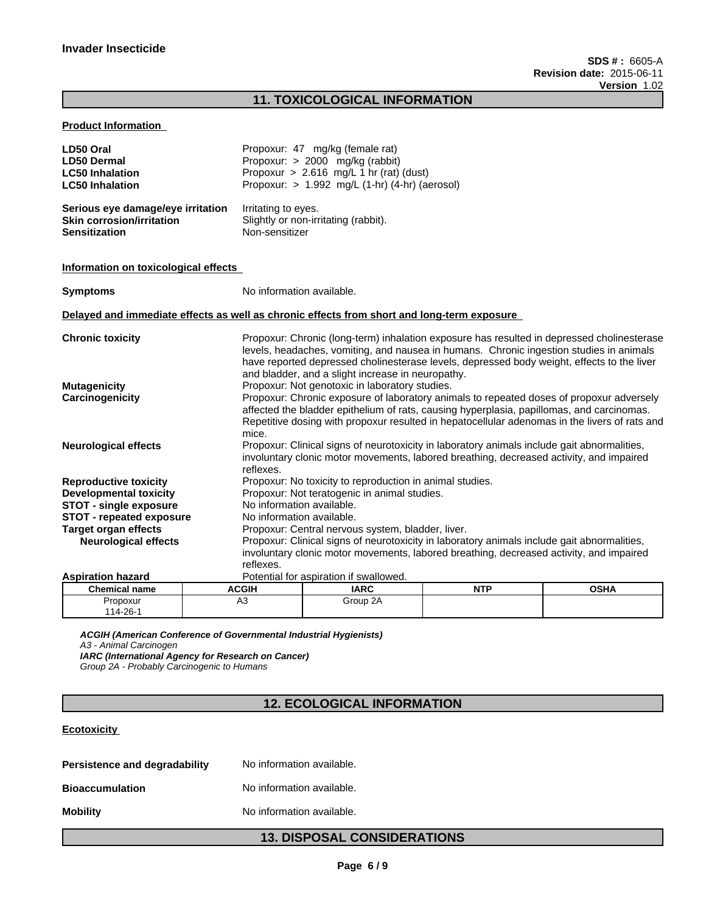## 11. TOXICOLOGICAL INFORMATION

**Product Information**

| | |
|---|---|
| **LD50 Oral** | Propoxur: 47 mg/kg (female rat) |
| **LD50 Dermal** | Propoxur: > 2000 mg/kg (rabbit) |
| **LC50 Inhalation** | Propoxur > 2.616 mg/L 1 hr (rat) (dust) |
| **LC50 Inhalation** | Propoxur: > 1.992 mg/L (1-hr) (4-hr) (aerosol) |

| | |
|---|---|
| **Serious eye damage/eye irritation** | Irritating to eyes. |
| **Skin corrosion/irritation** | Slightly or non-irritating (rabbit). |
| **Sensitization** | Non-sensitizer |

**Information on toxicological effects**

**Symptoms** No information available.

**Delayed and immediate effects as well as chronic effects from short and long-term exposure**

| | |
|---|---|
| **Chronic toxicity** | Propoxur: Chronic (long-term) inhalation exposure has resulted in depressed cholinesterase levels, headaches, vomiting, and nausea in humans. Chronic ingestion studies in animals have reported depressed cholinesterase levels, depressed body weight, effects to the liver and bladder, and a slight increase in neuropathy. |
| **Mutagenicity** | Propoxur: Not genotoxic in laboratory studies. |
| **Carcinogenicity** | Propoxur: Chronic exposure of laboratory animals to repeated doses of propoxur adversely affected the bladder epithelium of rats, causing hyperplasia, papillomas, and carcinomas. Repetitive dosing with propoxur resulted in hepatocellular adenomas in the livers of rats and mice. |
| **Neurological effects** | Propoxur: Clinical signs of neurotoxicity in laboratory animals include gait abnormalities, involuntary clonic motor movements, labored breathing, decreased activity, and impaired reflexes. |
| **Reproductive toxicity** | Propoxur: No toxicity to reproduction in animal studies. |
| **Developmental toxicity** | Propoxur: Not teratogenic in animal studies. |
| **STOT - single exposure** | No information available. |
| **STOT - repeated exposure** | No information available. |
| **Target organ effects** | Propoxur: Central nervous system, bladder, liver. |
| **Neurological effects** | Propoxur: Clinical signs of neurotoxicity in laboratory animals include gait abnormalities, involuntary clonic motor movements, labored breathing, decreased activity, and impaired reflexes. |
| **Aspiration hazard** | Potential for aspiration if swallowed. |

| Chemical name | ACGIH | IARC | NTP | OSHA |
|---|---|---|---|---|
| Propoxur 114-26-1 | A3 | Group 2A | | |

***ACGIH (American Conference of Governmental Industrial Hygienists)***
*A3 - Animal Carcinogen*
***IARC (International Agency for Research on Cancer)***
*Group 2A - Probably Carcinogenic to Humans*

## 12. ECOLOGICAL INFORMATION

**Ecotoxicity**

| | |
|---|---|
| **Persistence and degradability** | No information available. |
| **Bioaccumulation** | No information available. |
| **Mobility** | No information available. |

## 13. DISPOSAL CONSIDERATIONS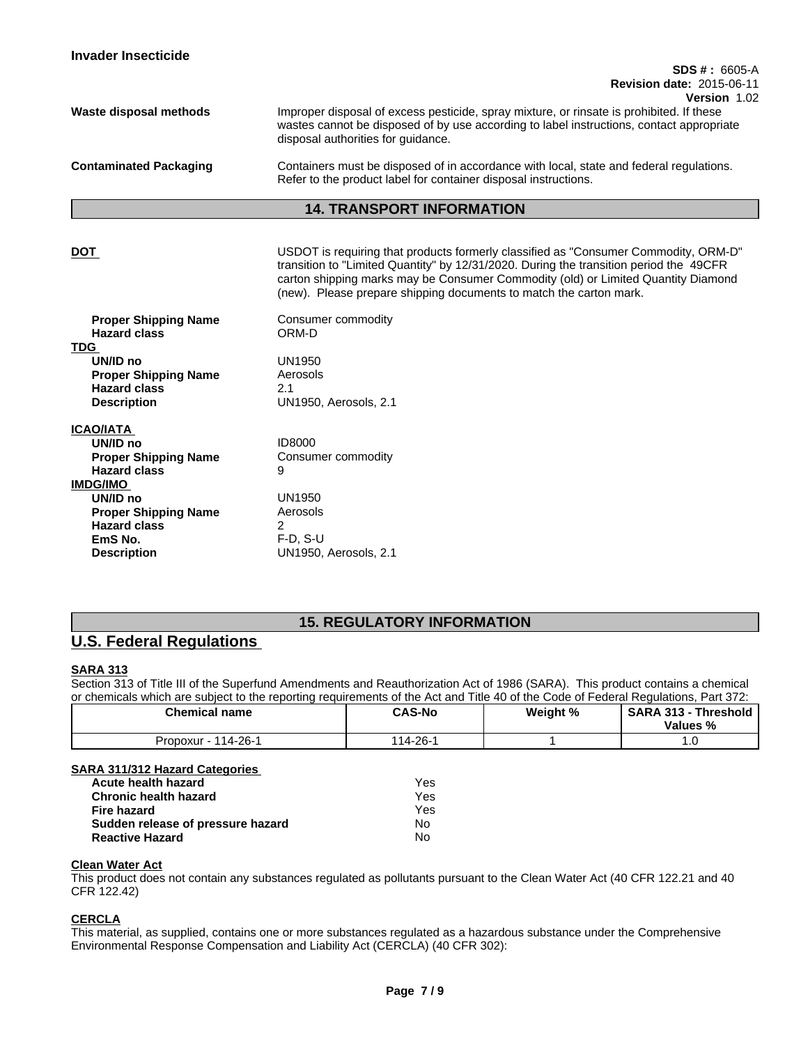**Waste disposal methods**

Improper disposal of excess pesticide, spray mixture, or rinsate is prohibited. If these wastes cannot be disposed of by use according to label instructions, contact appropriate disposal authorities for guidance.

**Contaminated Packaging**

Containers must be disposed of in accordance with local, state and federal regulations. Refer to the product label for container disposal instructions.

## 14. TRANSPORT INFORMATION

**DOT**

USDOT is requiring that products formerly classified as "Consumer Commodity, ORM-D" transition to "Limited Quantity" by 12/31/2020. During the transition period the 49CFR carton shipping marks may be Consumer Commodity (old) or Limited Quantity Diamond (new). Please prepare shipping documents to match the carton mark.

| | |
|---|---|
| **Proper Shipping Name** | Consumer commodity |
| **Hazard class** | ORM-D |

**TDG**

| | |
|---|---|
| **UN/ID no** | UN1950 |
| **Proper Shipping Name** | Aerosols |
| **Hazard class** | 2.1 |
| **Description** | UN1950, Aerosols, 2.1 |

**ICAO/IATA**

| | |
|---|---|
| **UN/ID no** | ID8000 |
| **Proper Shipping Name** | Consumer commodity |
| **Hazard class** | 9 |

**IMDG/IMO**

| | |
|---|---|
| **UN/ID no** | UN1950 |
| **Proper Shipping Name** | Aerosols |
| **Hazard class** | 2 |
| **EmS No.** | F-D, S-U |
| **Description** | UN1950, Aerosols, 2.1 |

## 15. REGULATORY INFORMATION

## U.S. Federal Regulations

**SARA 313**

Section 313 of Title III of the Superfund Amendments and Reauthorization Act of 1986 (SARA). This product contains a chemical or chemicals which are subject to the reporting requirements of the Act and Title 40 of the Code of Federal Regulations, Part 372:

| Chemical name | CAS-No | Weight % | SARA 313 - Threshold Values % |
|---|---|---|---|
| Propoxur - 114-26-1 | 114-26-1 | 1 | 1.0 |

**SARA 311/312 Hazard Categories**

| | |
|---|---|
| **Acute health hazard** | Yes |
| **Chronic health hazard** | Yes |
| **Fire hazard** | Yes |
| **Sudden release of pressure hazard** | No |
| **Reactive Hazard** | No |

**Clean Water Act**

This product does not contain any substances regulated as pollutants pursuant to the Clean Water Act (40 CFR 122.21 and 40 CFR 122.42)

**CERCLA**

This material, as supplied, contains one or more substances regulated as a hazardous substance under the Comprehensive Environmental Response Compensation and Liability Act (CERCLA) (40 CFR 302):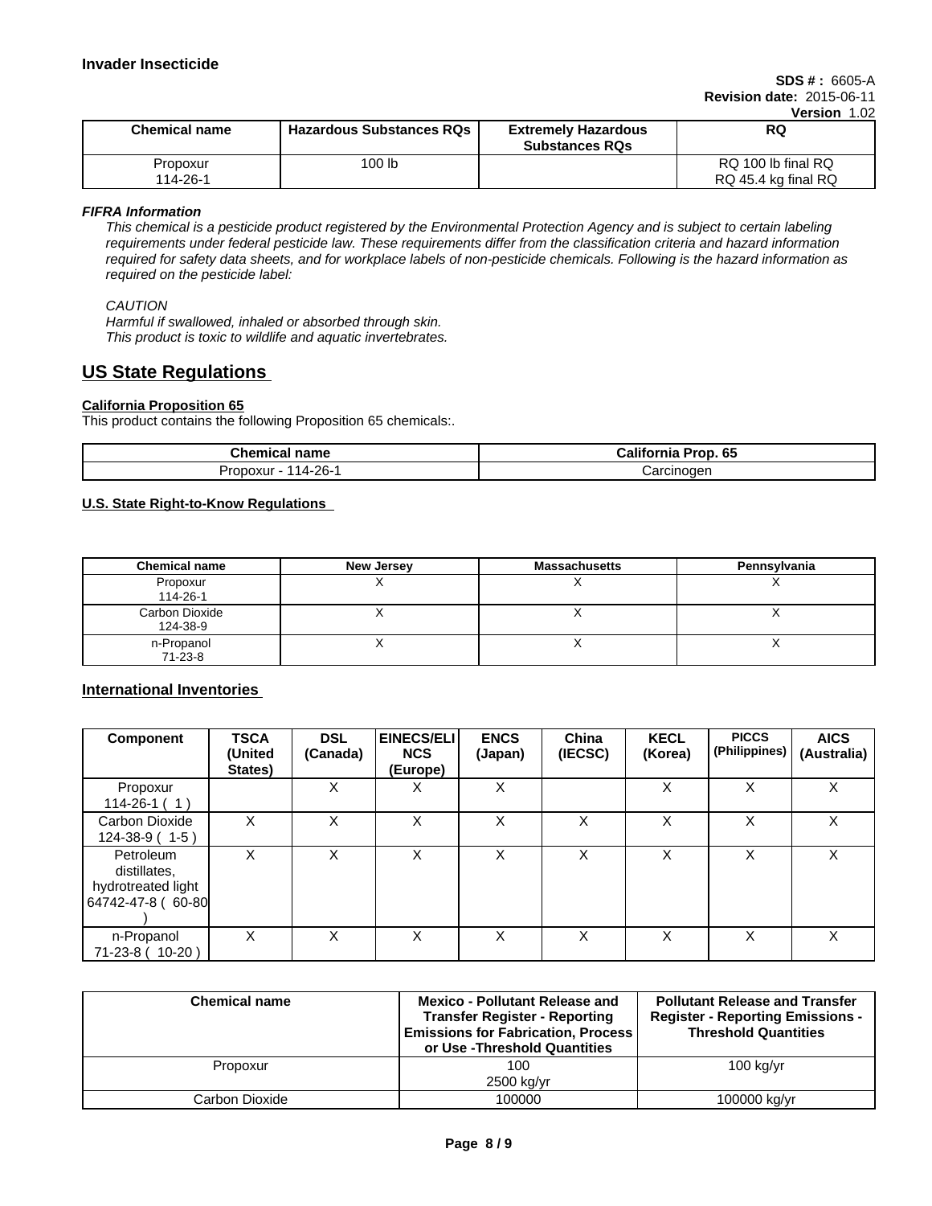| Chemical name | Hazardous Substances RQs | Extremely Hazardous Substances RQs | RQ |
|---|---|---|---|
| Propoxur<br>114-26-1 | 100 lb | | RQ 100 lb final RQ<br>RQ 45.4 kg final RQ |

***FIFRA Information***

*This chemical is a pesticide product registered by the Environmental Protection Agency and is subject to certain labeling requirements under federal pesticide law. These requirements differ from the classification criteria and hazard information required for safety data sheets, and for workplace labels of non-pesticide chemicals. Following is the hazard information as required on the pesticide label:*

*CAUTION*
*Harmful if swallowed, inhaled or absorbed through skin.*
*This product is toxic to wildlife and aquatic invertebrates.*

## US State Regulations

**California Proposition 65**

This product contains the following Proposition 65 chemicals:.

| Chemical name | California Prop. 65 |
|---|---|
| Propoxur - 114-26-1 | Carcinogen |

**U.S. State Right-to-Know Regulations**

| Chemical name | New Jersey | Massachusetts | Pennsylvania |
|---|---|---|---|
| Propoxur<br>114-26-1 | X | X | X |
| Carbon Dioxide<br>124-38-9 | X | X | X |
| n-Propanol<br>71-23-8 | X | X | X |

## International Inventories

| Component | TSCA (United States) | DSL (Canada) | EINECS/ELINCS (Europe) | ENCS (Japan) | China (IECSC) | KECL (Korea) | PICCS (Philippines) | AICS (Australia) |
|---|---|---|---|---|---|---|---|---|
| Propoxur<br>114-26-1 ( 1 ) | | X | X | X | | X | X | X |
| Carbon Dioxide<br>124-38-9 ( 1-5 ) | X | X | X | X | X | X | X | X |
| Petroleum distillates, hydrotreated light<br>64742-47-8 ( 60-80 ) | X | X | X | X | X | X | X | X |
| n-Propanol<br>71-23-8 ( 10-20 ) | X | X | X | X | X | X | X | X |

| Chemical name | Mexico - Pollutant Release and Transfer Register - Reporting Emissions for Fabrication, Process or Use -Threshold Quantities | Pollutant Release and Transfer Register - Reporting Emissions - Threshold Quantities |
|---|---|---|
| Propoxur | 100<br>2500 kg/yr | 100 kg/yr |
| Carbon Dioxide | 100000 | 100000 kg/yr |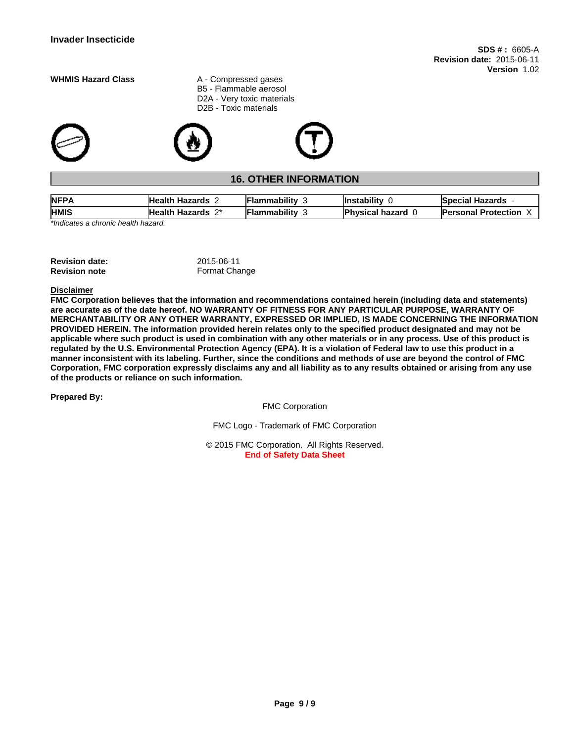**WHMIS Hazard Class**

A - Compressed gases
B5 - Flammable aerosol
D2A - Very toxic materials
D2B - Toxic materials

## 16. OTHER INFORMATION

| | | | | |
|---|---|---|---|---|
| **NFPA** | **Health Hazards** 2 | **Flammability** 3 | **Instability** 0 | **Special Hazards** - |
| **HMIS** | **Health Hazards** 2* | **Flammability** 3 | **Physical hazard** 0 | **Personal Protection** X |

*\*Indicates a chronic health hazard.*

**Revision date:** 2015-06-11
**Revision note** Format Change

**Disclaimer**

**FMC Corporation believes that the information and recommendations contained herein (including data and statements) are accurate as of the date hereof. NO WARRANTY OF FITNESS FOR ANY PARTICULAR PURPOSE, WARRANTY OF MERCHANTABILITY OR ANY OTHER WARRANTY, EXPRESSED OR IMPLIED, IS MADE CONCERNING THE INFORMATION PROVIDED HEREIN. The information provided herein relates only to the specified product designated and may not be applicable where such product is used in combination with any other materials or in any process. Use of this product is regulated by the U.S. Environmental Protection Agency (EPA). It is a violation of Federal law to use this product in a manner inconsistent with its labeling. Further, since the conditions and methods of use are beyond the control of FMC Corporation, FMC corporation expressly disclaims any and all liability as to any results obtained or arising from any use of the products or reliance on such information.**

**Prepared By:**

FMC Corporation

FMC Logo - Trademark of FMC Corporation

© 2015 FMC Corporation. All Rights Reserved.

**End of Safety Data Sheet**